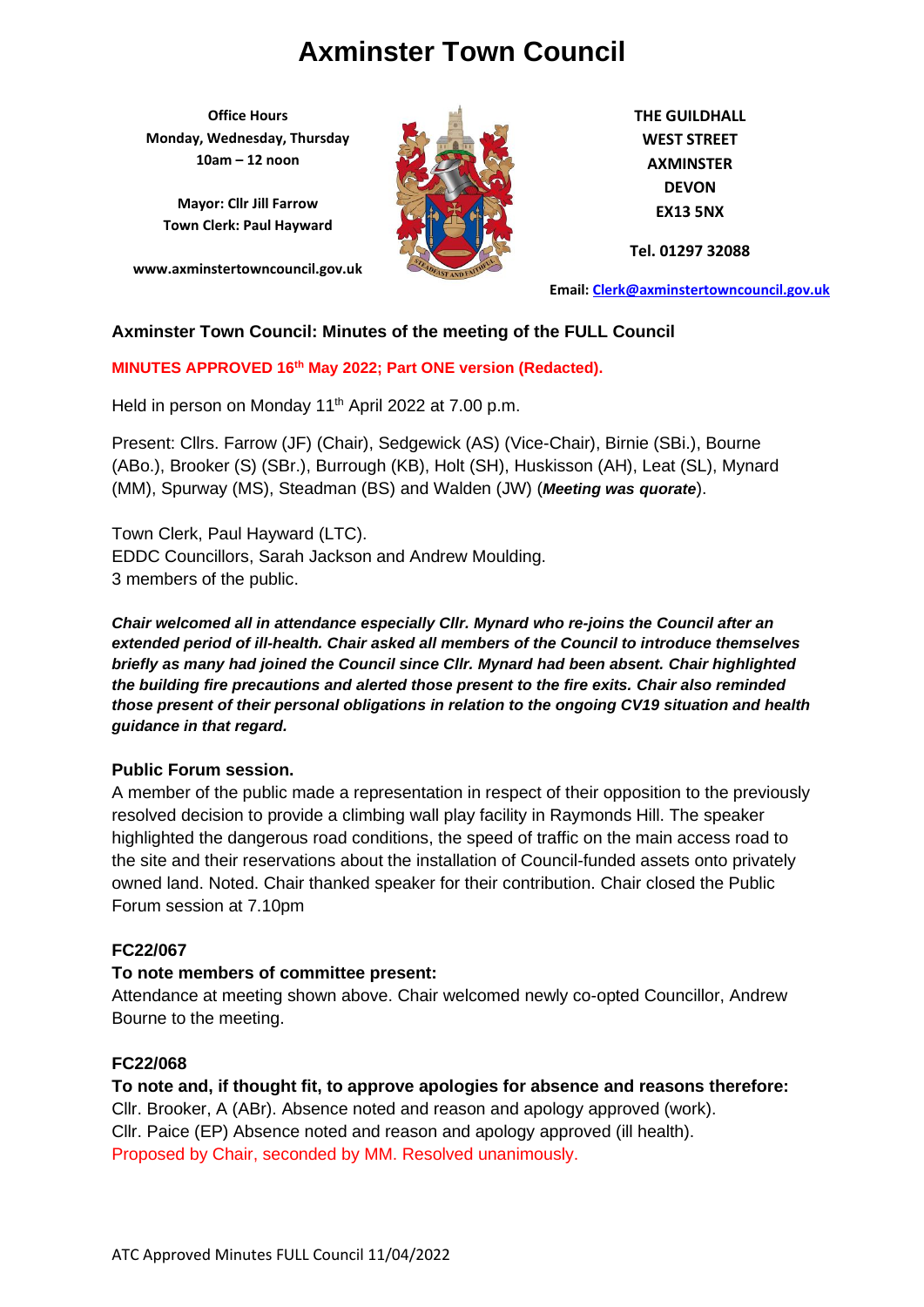# Axminster Town Council

**Office Hours**
**Monday, Wednesday, Thursday**
**10am – 12 noon**

**Mayor: Cllr Jill Farrow**
**Town Clerk: Paul Hayward**

**www.axminstertowncouncil.gov.uk**

**THE GUILDHALL**
**WEST STREET**
**AXMINSTER**
**DEVON**
**EX13 5NX**

**Tel. 01297 32088**

**Email: Clerk@axminstertowncouncil.gov.uk**

## Axminster Town Council: Minutes of the meeting of the FULL Council

**MINUTES APPROVED 16th May 2022; Part ONE version (Redacted).**

Held in person on Monday 11th April 2022 at 7.00 p.m.

Present: Cllrs. Farrow (JF) (Chair), Sedgewick (AS) (Vice-Chair), Birnie (SBi.), Bourne (ABo.), Brooker (S) (SBr.), Burrough (KB), Holt (SH), Huskisson (AH), Leat (SL), Mynard (MM), Spurway (MS), Steadman (BS) and Walden (JW) (***Meeting was quorate***).

Town Clerk, Paul Hayward (LTC).
EDDC Councillors, Sarah Jackson and Andrew Moulding.
3 members of the public.

***Chair welcomed all in attendance especially Cllr. Mynard who re-joins the Council after an extended period of ill-health. Chair asked all members of the Council to introduce themselves briefly as many had joined the Council since Cllr. Mynard had been absent. Chair highlighted the building fire precautions and alerted those present to the fire exits. Chair also reminded those present of their personal obligations in relation to the ongoing CV19 situation and health guidance in that regard.***

### Public Forum session.

A member of the public made a representation in respect of their opposition to the previously resolved decision to provide a climbing wall play facility in Raymonds Hill. The speaker highlighted the dangerous road conditions, the speed of traffic on the main access road to the site and their reservations about the installation of Council-funded assets onto privately owned land. Noted. Chair thanked speaker for their contribution. Chair closed the Public Forum session at 7.10pm

### FC22/067

**To note members of committee present:**

Attendance at meeting shown above. Chair welcomed newly co-opted Councillor, Andrew Bourne to the meeting.

### FC22/068

**To note and, if thought fit, to approve apologies for absence and reasons therefore:**

Cllr. Brooker, A (ABr). Absence noted and reason and apology approved (work).
Cllr. Paice (EP) Absence noted and reason and apology approved (ill health).
Proposed by Chair, seconded by MM. Resolved unanimously.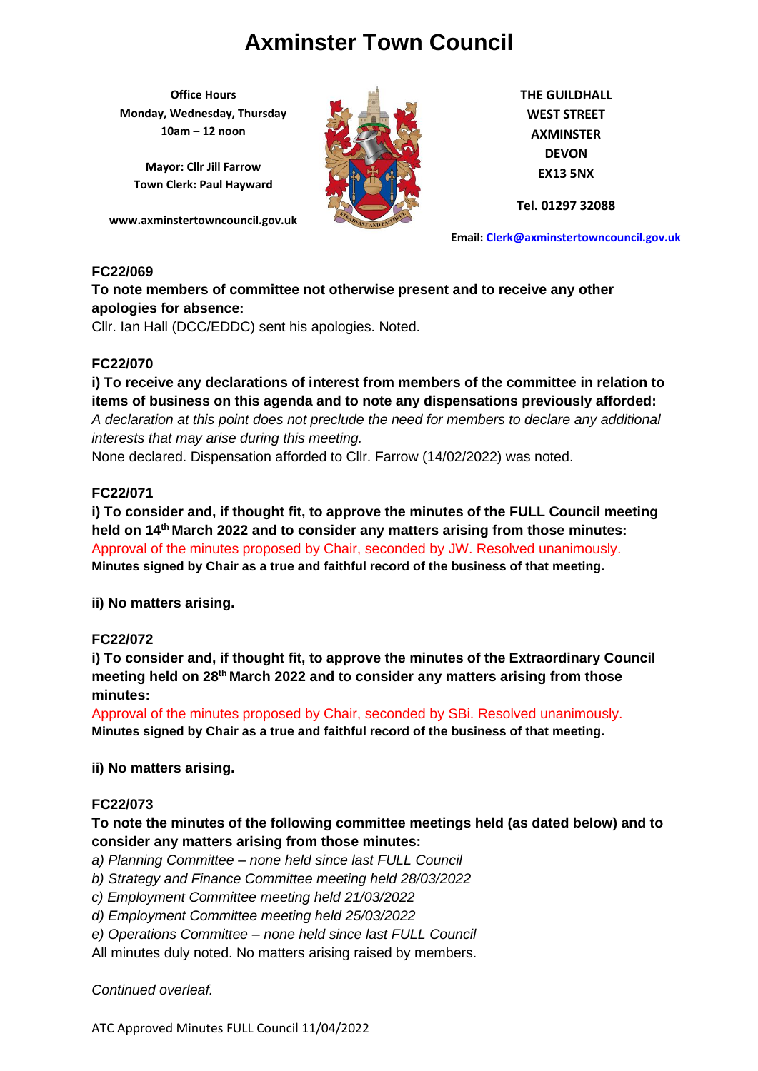# Axminster Town Council

**Office Hours**
**Monday, Wednesday, Thursday**
**10am – 12 noon**

**Mayor: Cllr Jill Farrow**
**Town Clerk: Paul Hayward**

**www.axminstertowncouncil.gov.uk**

**THE GUILDHALL**
**WEST STREET**
**AXMINSTER**
**DEVON**
**EX13 5NX**

**Tel. 01297 32088**

**Email: Clerk@axminstertowncouncil.gov.uk**

**FC22/069**

**To note members of committee not otherwise present and to receive any other apologies for absence:**

Cllr. Ian Hall (DCC/EDDC) sent his apologies. Noted.

**FC22/070**

**i) To receive any declarations of interest from members of the committee in relation to items of business on this agenda and to note any dispensations previously afforded:**

*A declaration at this point does not preclude the need for members to declare any additional interests that may arise during this meeting.*

None declared. Dispensation afforded to Cllr. Farrow (14/02/2022) was noted.

**FC22/071**

**i) To consider and, if thought fit, to approve the minutes of the FULL Council meeting held on 14th March 2022 and to consider any matters arising from those minutes:**

Approval of the minutes proposed by Chair, seconded by JW. Resolved unanimously.

**Minutes signed by Chair as a true and faithful record of the business of that meeting.**

**ii) No matters arising.**

**FC22/072**

**i) To consider and, if thought fit, to approve the minutes of the Extraordinary Council meeting held on 28th March 2022 and to consider any matters arising from those minutes:**

Approval of the minutes proposed by Chair, seconded by SBi. Resolved unanimously.

**Minutes signed by Chair as a true and faithful record of the business of that meeting.**

**ii) No matters arising.**

**FC22/073**

**To note the minutes of the following committee meetings held (as dated below) and to consider any matters arising from those minutes:**

*a) Planning Committee – none held since last FULL Council*
*b) Strategy and Finance Committee meeting held 28/03/2022*
*c) Employment Committee meeting held 21/03/2022*
*d) Employment Committee meeting held 25/03/2022*
*e) Operations Committee – none held since last FULL Council*

All minutes duly noted. No matters arising raised by members.

*Continued overleaf.*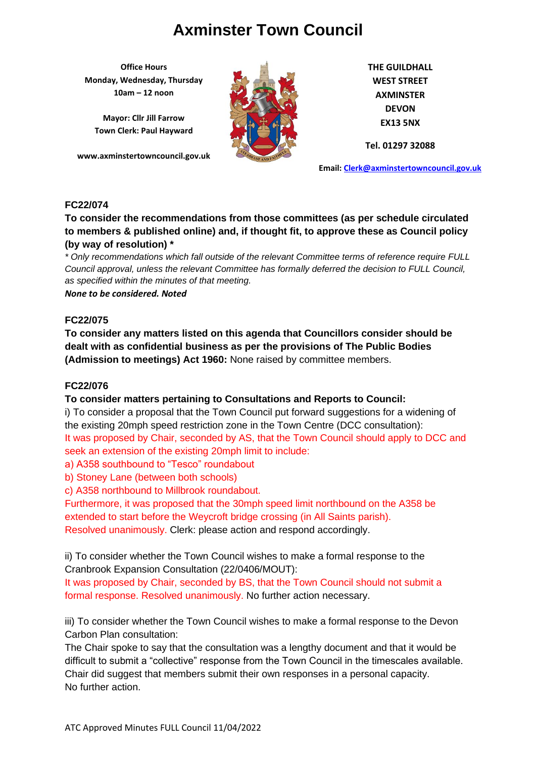# Axminster Town Council

**Office Hours**
**Monday, Wednesday, Thursday**
**10am – 12 noon**

**Mayor: Cllr Jill Farrow**
**Town Clerk: Paul Hayward**

**www.axminstertowncouncil.gov.uk**

**THE GUILDHALL**
**WEST STREET**
**AXMINSTER**
**DEVON**
**EX13 5NX**

**Tel. 01297 32088**

**Email: Clerk@axminstertowncouncil.gov.uk**

**FC22/074**

**To consider the recommendations from those committees (as per schedule circulated to members & published online) and, if thought fit, to approve these as Council policy (by way of resolution) \***

*\* Only recommendations which fall outside of the relevant Committee terms of reference require FULL Council approval, unless the relevant Committee has formally deferred the decision to FULL Council, as specified within the minutes of that meeting.*

***None to be considered. Noted***

**FC22/075**

**To consider any matters listed on this agenda that Councillors consider should be dealt with as confidential business as per the provisions of The Public Bodies (Admission to meetings) Act 1960:** None raised by committee members.

**FC22/076**

**To consider matters pertaining to Consultations and Reports to Council:**

i) To consider a proposal that the Town Council put forward suggestions for a widening of the existing 20mph speed restriction zone in the Town Centre (DCC consultation):

It was proposed by Chair, seconded by AS, that the Town Council should apply to DCC and seek an extension of the existing 20mph limit to include:

a) A358 southbound to "Tesco" roundabout

b) Stoney Lane (between both schools)

c) A358 northbound to Millbrook roundabout.

Furthermore, it was proposed that the 30mph speed limit northbound on the A358 be extended to start before the Weycroft bridge crossing (in All Saints parish).

Resolved unanimously. Clerk: please action and respond accordingly.

ii) To consider whether the Town Council wishes to make a formal response to the Cranbrook Expansion Consultation (22/0406/MOUT):

It was proposed by Chair, seconded by BS, that the Town Council should not submit a formal response. Resolved unanimously. No further action necessary.

iii) To consider whether the Town Council wishes to make a formal response to the Devon Carbon Plan consultation:

The Chair spoke to say that the consultation was a lengthy document and that it would be difficult to submit a "collective" response from the Town Council in the timescales available. Chair did suggest that members submit their own responses in a personal capacity.

No further action.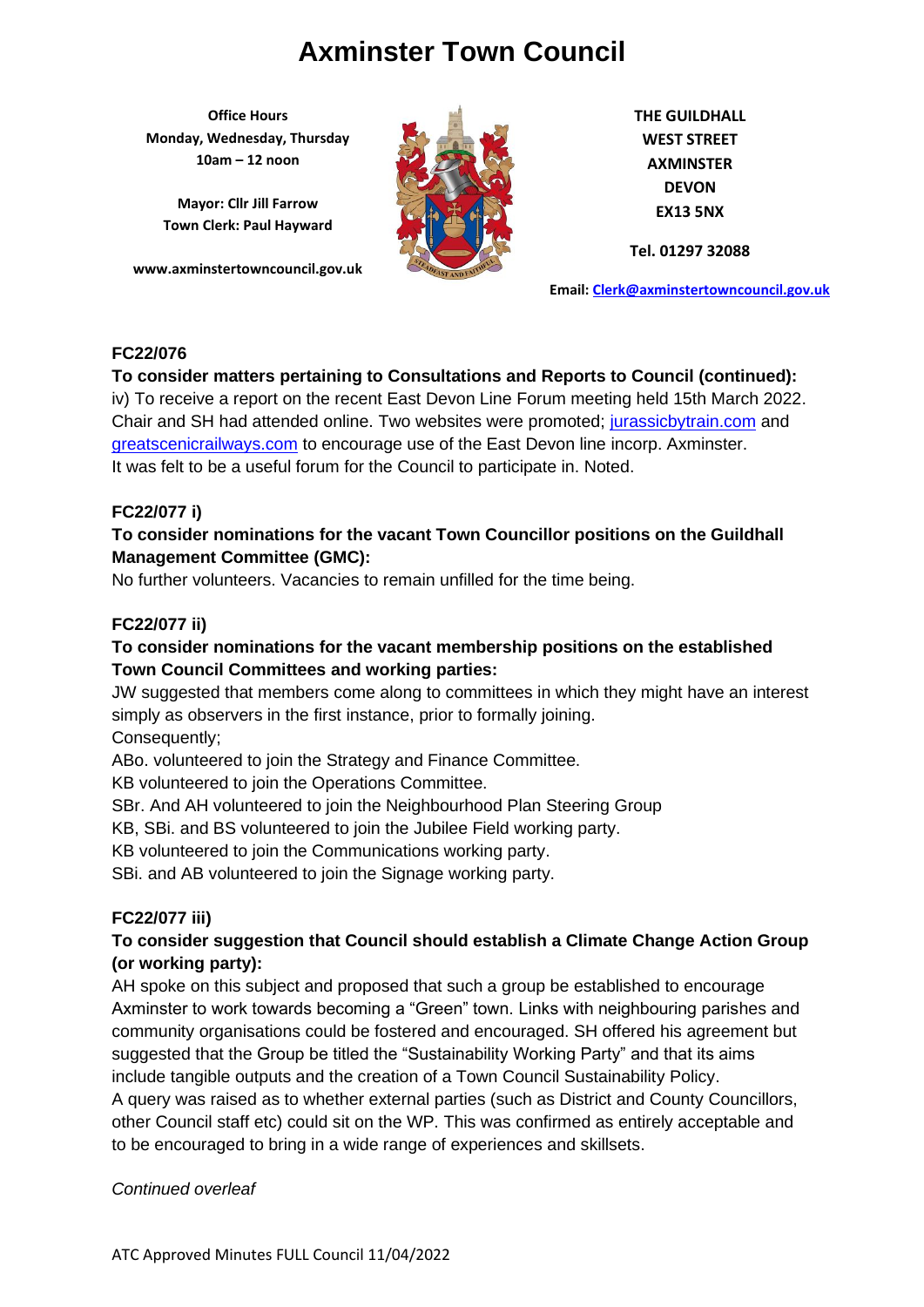# Axminster Town Council

**Office Hours**
**Monday, Wednesday, Thursday**
**10am – 12 noon**

**Mayor: Cllr Jill Farrow**
**Town Clerk: Paul Hayward**

**www.axminstertowncouncil.gov.uk**

**THE GUILDHALL**
**WEST STREET**
**AXMINSTER**
**DEVON**
**EX13 5NX**

**Tel. 01297 32088**

**Email: Clerk@axminstertowncouncil.gov.uk**

**FC22/076**

**To consider matters pertaining to Consultations and Reports to Council (continued):**
iv) To receive a report on the recent East Devon Line Forum meeting held 15th March 2022. Chair and SH had attended online. Two websites were promoted; jurassicbytrain.com and greatscenicrailways.com to encourage use of the East Devon line incorp. Axminster. It was felt to be a useful forum for the Council to participate in. Noted.

**FC22/077 i)**

**To consider nominations for the vacant Town Councillor positions on the Guildhall Management Committee (GMC):**
No further volunteers. Vacancies to remain unfilled for the time being.

**FC22/077 ii)**

**To consider nominations for the vacant membership positions on the established Town Council Committees and working parties:**
JW suggested that members come along to committees in which they might have an interest simply as observers in the first instance, prior to formally joining.
Consequently;
ABo. volunteered to join the Strategy and Finance Committee.
KB volunteered to join the Operations Committee.
SBr. And AH volunteered to join the Neighbourhood Plan Steering Group
KB, SBi. and BS volunteered to join the Jubilee Field working party.
KB volunteered to join the Communications working party.
SBi. and AB volunteered to join the Signage working party.

**FC22/077 iii)**

**To consider suggestion that Council should establish a Climate Change Action Group (or working party):**
AH spoke on this subject and proposed that such a group be established to encourage Axminster to work towards becoming a "Green" town. Links with neighbouring parishes and community organisations could be fostered and encouraged. SH offered his agreement but suggested that the Group be titled the "Sustainability Working Party" and that its aims include tangible outputs and the creation of a Town Council Sustainability Policy.
A query was raised as to whether external parties (such as District and County Councillors, other Council staff etc) could sit on the WP. This was confirmed as entirely acceptable and to be encouraged to bring in a wide range of experiences and skillsets.

*Continued overleaf*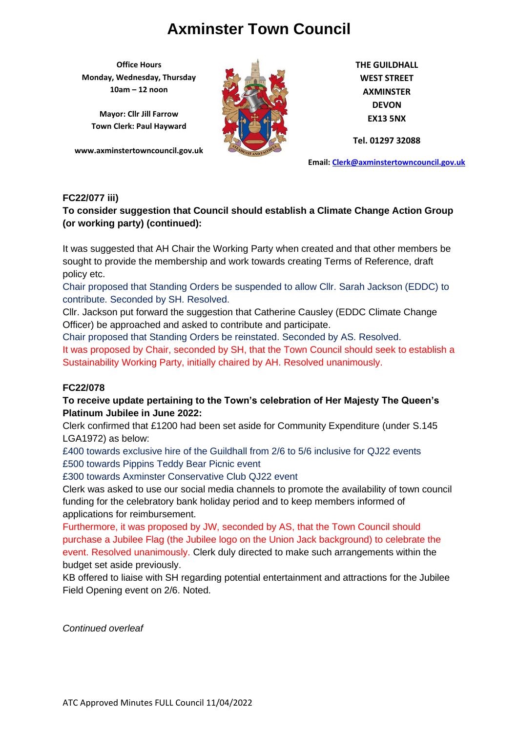# Axminster Town Council

**Office Hours**
**Monday, Wednesday, Thursday**
**10am – 12 noon**

**Mayor: Cllr Jill Farrow**
**Town Clerk: Paul Hayward**

**www.axminstertowncouncil.gov.uk**

**THE GUILDHALL**
**WEST STREET**
**AXMINSTER**
**DEVON**
**EX13 5NX**

**Tel. 01297 32088**

**Email: Clerk@axminstertowncouncil.gov.uk**

**FC22/077 iii)**

**To consider suggestion that Council should establish a Climate Change Action Group (or working party) (continued):**

It was suggested that AH Chair the Working Party when created and that other members be sought to provide the membership and work towards creating Terms of Reference, draft policy etc.

Chair proposed that Standing Orders be suspended to allow Cllr. Sarah Jackson (EDDC) to contribute. Seconded by SH. Resolved.

Cllr. Jackson put forward the suggestion that Catherine Causley (EDDC Climate Change Officer) be approached and asked to contribute and participate.

Chair proposed that Standing Orders be reinstated. Seconded by AS. Resolved.

It was proposed by Chair, seconded by SH, that the Town Council should seek to establish a Sustainability Working Party, initially chaired by AH. Resolved unanimously.

**FC22/078**

**To receive update pertaining to the Town's celebration of Her Majesty The Queen's Platinum Jubilee in June 2022:**

Clerk confirmed that £1200 had been set aside for Community Expenditure (under S.145 LGA1972) as below:

£400 towards exclusive hire of the Guildhall from 2/6 to 5/6 inclusive for QJ22 events
£500 towards Pippins Teddy Bear Picnic event
£300 towards Axminster Conservative Club QJ22 event

Clerk was asked to use our social media channels to promote the availability of town council funding for the celebratory bank holiday period and to keep members informed of applications for reimbursement.

Furthermore, it was proposed by JW, seconded by AS, that the Town Council should purchase a Jubilee Flag (the Jubilee logo on the Union Jack background) to celebrate the event. Resolved unanimously. Clerk duly directed to make such arrangements within the budget set aside previously.

KB offered to liaise with SH regarding potential entertainment and attractions for the Jubilee Field Opening event on 2/6. Noted.

*Continued overleaf*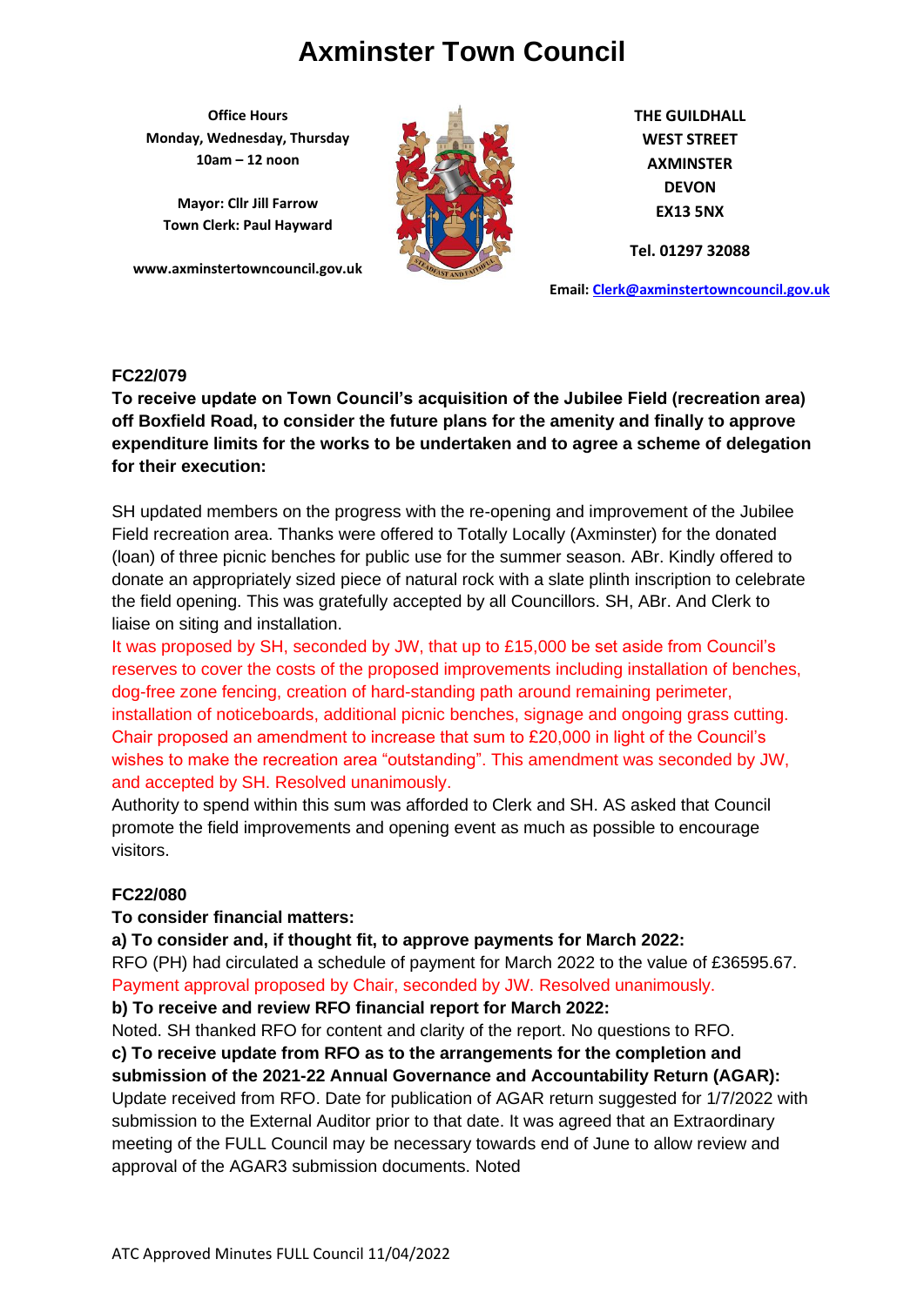# Axminster Town Council

**Office Hours**
**Monday, Wednesday, Thursday**
**10am – 12 noon**

**Mayor: Cllr Jill Farrow**
**Town Clerk: Paul Hayward**

**www.axminstertowncouncil.gov.uk**

**THE GUILDHALL**
**WEST STREET**
**AXMINSTER**
**DEVON**
**EX13 5NX**

**Tel. 01297 32088**

**Email: Clerk@axminstertowncouncil.gov.uk**

**FC22/079**

**To receive update on Town Council's acquisition of the Jubilee Field (recreation area) off Boxfield Road, to consider the future plans for the amenity and finally to approve expenditure limits for the works to be undertaken and to agree a scheme of delegation for their execution:**

SH updated members on the progress with the re-opening and improvement of the Jubilee Field recreation area. Thanks were offered to Totally Locally (Axminster) for the donated (loan) of three picnic benches for public use for the summer season. ABr. Kindly offered to donate an appropriately sized piece of natural rock with a slate plinth inscription to celebrate the field opening. This was gratefully accepted by all Councillors. SH, ABr. And Clerk to liaise on siting and installation.

It was proposed by SH, seconded by JW, that up to £15,000 be set aside from Council's reserves to cover the costs of the proposed improvements including installation of benches, dog-free zone fencing, creation of hard-standing path around remaining perimeter, installation of noticeboards, additional picnic benches, signage and ongoing grass cutting. Chair proposed an amendment to increase that sum to £20,000 in light of the Council's wishes to make the recreation area "outstanding". This amendment was seconded by JW, and accepted by SH. Resolved unanimously.

Authority to spend within this sum was afforded to Clerk and SH. AS asked that Council promote the field improvements and opening event as much as possible to encourage visitors.

**FC22/080**

**To consider financial matters:**

**a) To consider and, if thought fit, to approve payments for March 2022:**

RFO (PH) had circulated a schedule of payment for March 2022 to the value of £36595.67. Payment approval proposed by Chair, seconded by JW. Resolved unanimously.

**b) To receive and review RFO financial report for March 2022:**

Noted. SH thanked RFO for content and clarity of the report. No questions to RFO.

**c) To receive update from RFO as to the arrangements for the completion and submission of the 2021-22 Annual Governance and Accountability Return (AGAR):**

Update received from RFO. Date for publication of AGAR return suggested for 1/7/2022 with submission to the External Auditor prior to that date. It was agreed that an Extraordinary meeting of the FULL Council may be necessary towards end of June to allow review and approval of the AGAR3 submission documents. Noted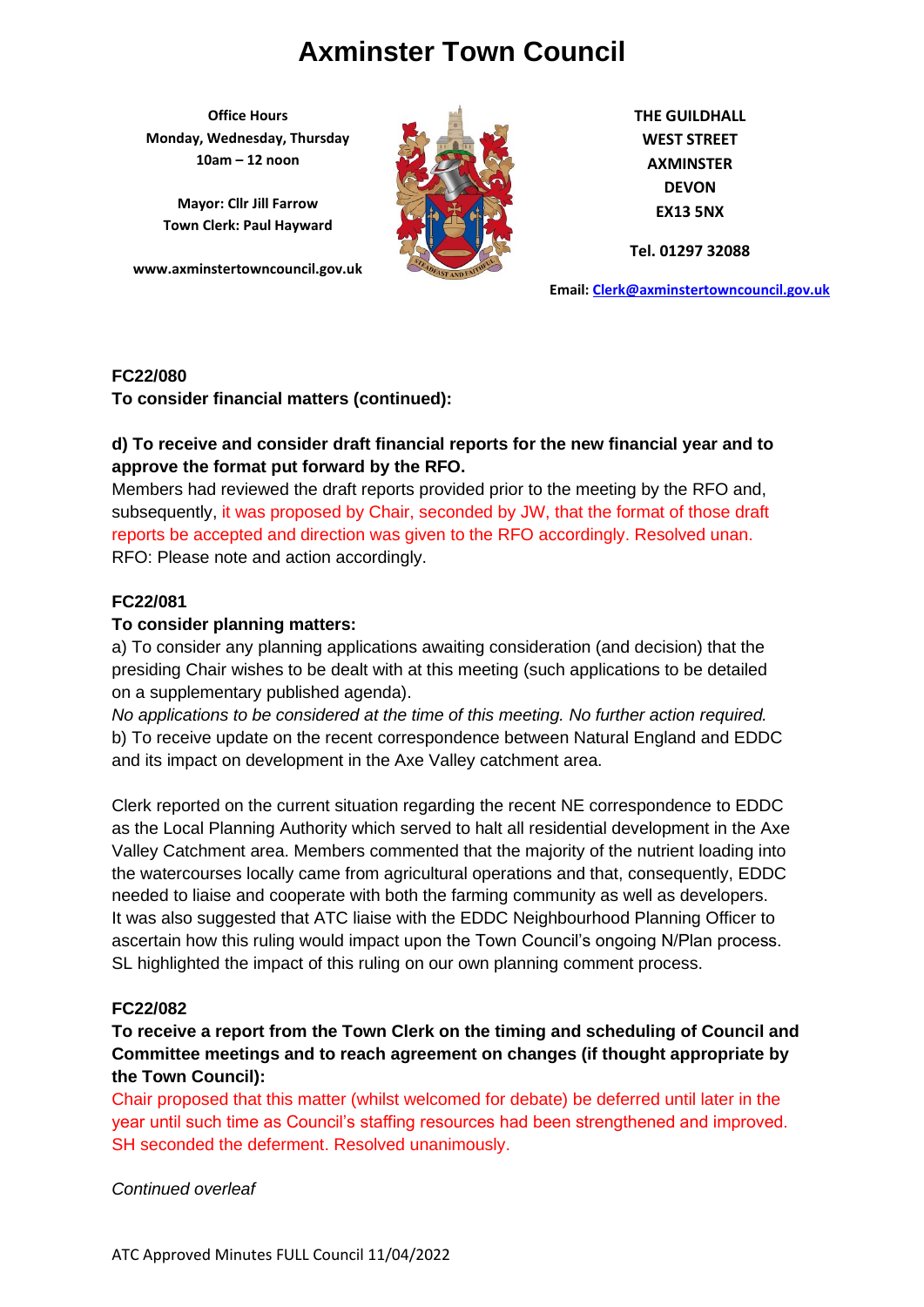# Axminster Town Council

**Office Hours**
**Monday, Wednesday, Thursday**
**10am – 12 noon**

**Mayor: Cllr Jill Farrow**
**Town Clerk: Paul Hayward**

**www.axminstertowncouncil.gov.uk**

**THE GUILDHALL**
**WEST STREET**
**AXMINSTER**
**DEVON**
**EX13 5NX**

**Tel. 01297 32088**

**Email: Clerk@axminstertowncouncil.gov.uk**

**FC22/080**
**To consider financial matters (continued):**

**d) To receive and consider draft financial reports for the new financial year and to approve the format put forward by the RFO.**
Members had reviewed the draft reports provided prior to the meeting by the RFO and, subsequently, it was proposed by Chair, seconded by JW, that the format of those draft reports be accepted and direction was given to the RFO accordingly. Resolved unan.
RFO: Please note and action accordingly.

**FC22/081**
**To consider planning matters:**
a) To consider any planning applications awaiting consideration (and decision) that the presiding Chair wishes to be dealt with at this meeting (such applications to be detailed on a supplementary published agenda).
*No applications to be considered at the time of this meeting. No further action required.*
b) To receive update on the recent correspondence between Natural England and EDDC and its impact on development in the Axe Valley catchment area.

Clerk reported on the current situation regarding the recent NE correspondence to EDDC as the Local Planning Authority which served to halt all residential development in the Axe Valley Catchment area. Members commented that the majority of the nutrient loading into the watercourses locally came from agricultural operations and that, consequently, EDDC needed to liaise and cooperate with both the farming community as well as developers. It was also suggested that ATC liaise with the EDDC Neighbourhood Planning Officer to ascertain how this ruling would impact upon the Town Council's ongoing N/Plan process. SL highlighted the impact of this ruling on our own planning comment process.

**FC22/082**
**To receive a report from the Town Clerk on the timing and scheduling of Council and Committee meetings and to reach agreement on changes (if thought appropriate by the Town Council):**
Chair proposed that this matter (whilst welcomed for debate) be deferred until later in the year until such time as Council's staffing resources had been strengthened and improved. SH seconded the deferment. Resolved unanimously.

*Continued overleaf*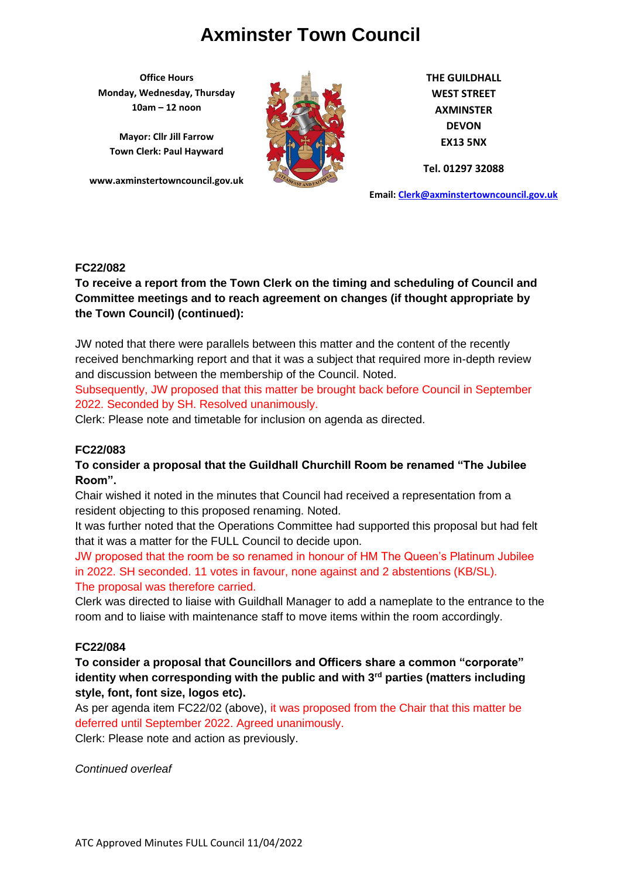# Axminster Town Council

**Office Hours**
**Monday, Wednesday, Thursday**
**10am – 12 noon**

**Mayor: Cllr Jill Farrow**
**Town Clerk: Paul Hayward**

**www.axminstertowncouncil.gov.uk**

**THE GUILDHALL**
**WEST STREET**
**AXMINSTER**
**DEVON**
**EX13 5NX**

**Tel. 01297 32088**

**Email: Clerk@axminstertowncouncil.gov.uk**

**FC22/082**

**To receive a report from the Town Clerk on the timing and scheduling of Council and Committee meetings and to reach agreement on changes (if thought appropriate by the Town Council) (continued):**

JW noted that there were parallels between this matter and the content of the recently received benchmarking report and that it was a subject that required more in-depth review and discussion between the membership of the Council. Noted.
Subsequently, JW proposed that this matter be brought back before Council in September 2022. Seconded by SH. Resolved unanimously.
Clerk: Please note and timetable for inclusion on agenda as directed.

**FC22/083**

**To consider a proposal that the Guildhall Churchill Room be renamed "The Jubilee Room".**

Chair wished it noted in the minutes that Council had received a representation from a resident objecting to this proposed renaming. Noted.
It was further noted that the Operations Committee had supported this proposal but had felt that it was a matter for the FULL Council to decide upon.
JW proposed that the room be so renamed in honour of HM The Queen's Platinum Jubilee in 2022. SH seconded. 11 votes in favour, none against and 2 abstentions (KB/SL).
The proposal was therefore carried.
Clerk was directed to liaise with Guildhall Manager to add a nameplate to the entrance to the room and to liaise with maintenance staff to move items within the room accordingly.

**FC22/084**

**To consider a proposal that Councillors and Officers share a common "corporate" identity when corresponding with the public and with 3rd parties (matters including style, font, font size, logos etc).**

As per agenda item FC22/02 (above), it was proposed from the Chair that this matter be deferred until September 2022. Agreed unanimously.
Clerk: Please note and action as previously.

*Continued overleaf*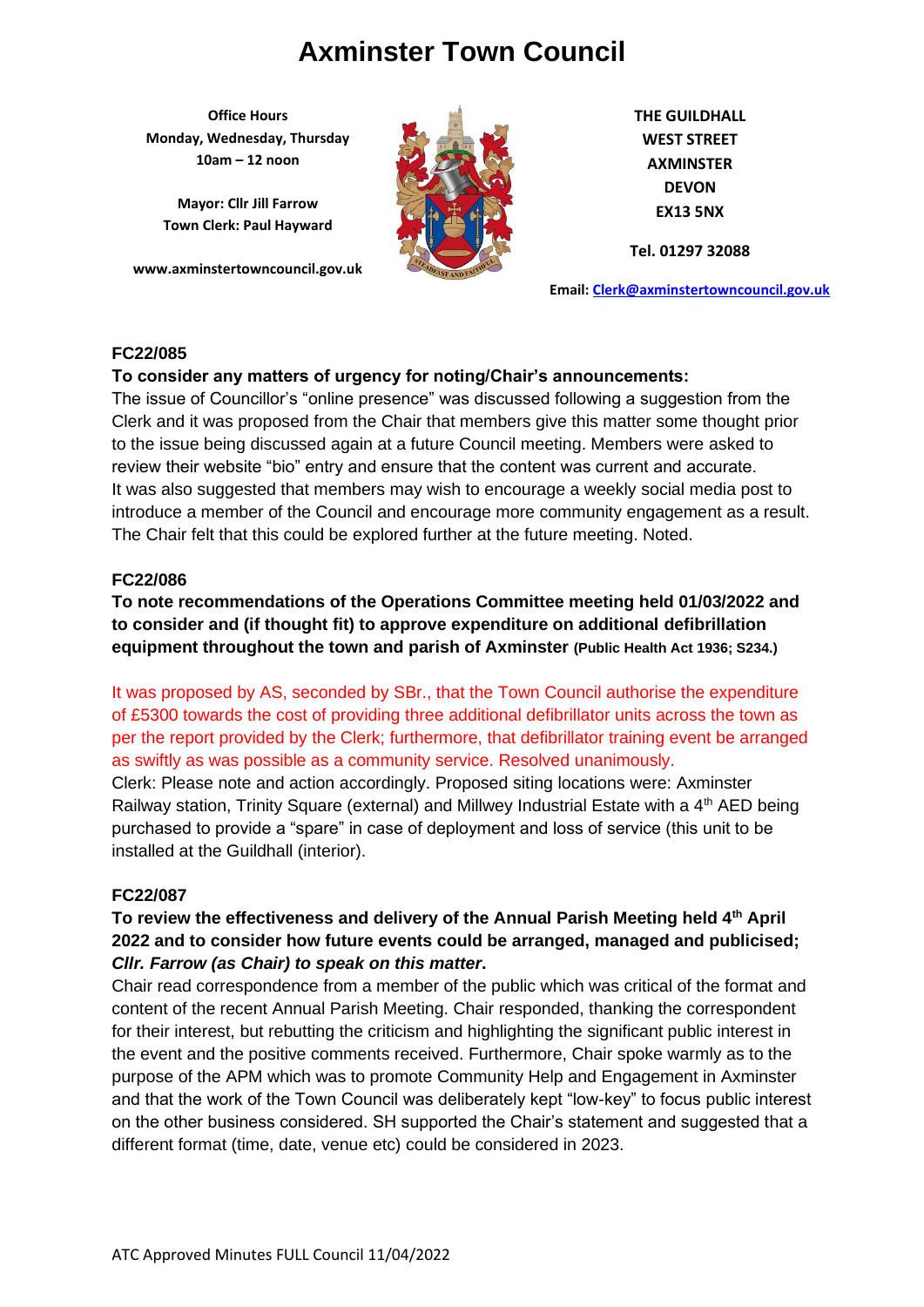# Axminster Town Council

**Office Hours**
**Monday, Wednesday, Thursday**
**10am – 12 noon**

**Mayor: Cllr Jill Farrow**
**Town Clerk: Paul Hayward**

**www.axminstertowncouncil.gov.uk**

**THE GUILDHALL**
**WEST STREET**
**AXMINSTER**
**DEVON**
**EX13 5NX**

**Tel. 01297 32088**

**Email: Clerk@axminstertowncouncil.gov.uk**

**FC22/085**

**To consider any matters of urgency for noting/Chair's announcements:**

The issue of Councillor's "online presence" was discussed following a suggestion from the Clerk and it was proposed from the Chair that members give this matter some thought prior to the issue being discussed again at a future Council meeting. Members were asked to review their website "bio" entry and ensure that the content was current and accurate. It was also suggested that members may wish to encourage a weekly social media post to introduce a member of the Council and encourage more community engagement as a result. The Chair felt that this could be explored further at the future meeting. Noted.

**FC22/086**

**To note recommendations of the Operations Committee meeting held 01/03/2022 and to consider and (if thought fit) to approve expenditure on additional defibrillation equipment throughout the town and parish of Axminster (Public Health Act 1936; S234.)**

It was proposed by AS, seconded by SBr., that the Town Council authorise the expenditure of £5300 towards the cost of providing three additional defibrillator units across the town as per the report provided by the Clerk; furthermore, that defibrillator training event be arranged as swiftly as was possible as a community service. Resolved unanimously.

Clerk: Please note and action accordingly. Proposed siting locations were: Axminster Railway station, Trinity Square (external) and Millwey Industrial Estate with a 4th AED being purchased to provide a "spare" in case of deployment and loss of service (this unit to be installed at the Guildhall (interior).

**FC22/087**

**To review the effectiveness and delivery of the Annual Parish Meeting held 4th April 2022 and to consider how future events could be arranged, managed and publicised; *Cllr. Farrow (as Chair) to speak on this matter*.**

Chair read correspondence from a member of the public which was critical of the format and content of the recent Annual Parish Meeting. Chair responded, thanking the correspondent for their interest, but rebutting the criticism and highlighting the significant public interest in the event and the positive comments received. Furthermore, Chair spoke warmly as to the purpose of the APM which was to promote Community Help and Engagement in Axminster and that the work of the Town Council was deliberately kept "low-key" to focus public interest on the other business considered. SH supported the Chair's statement and suggested that a different format (time, date, venue etc) could be considered in 2023.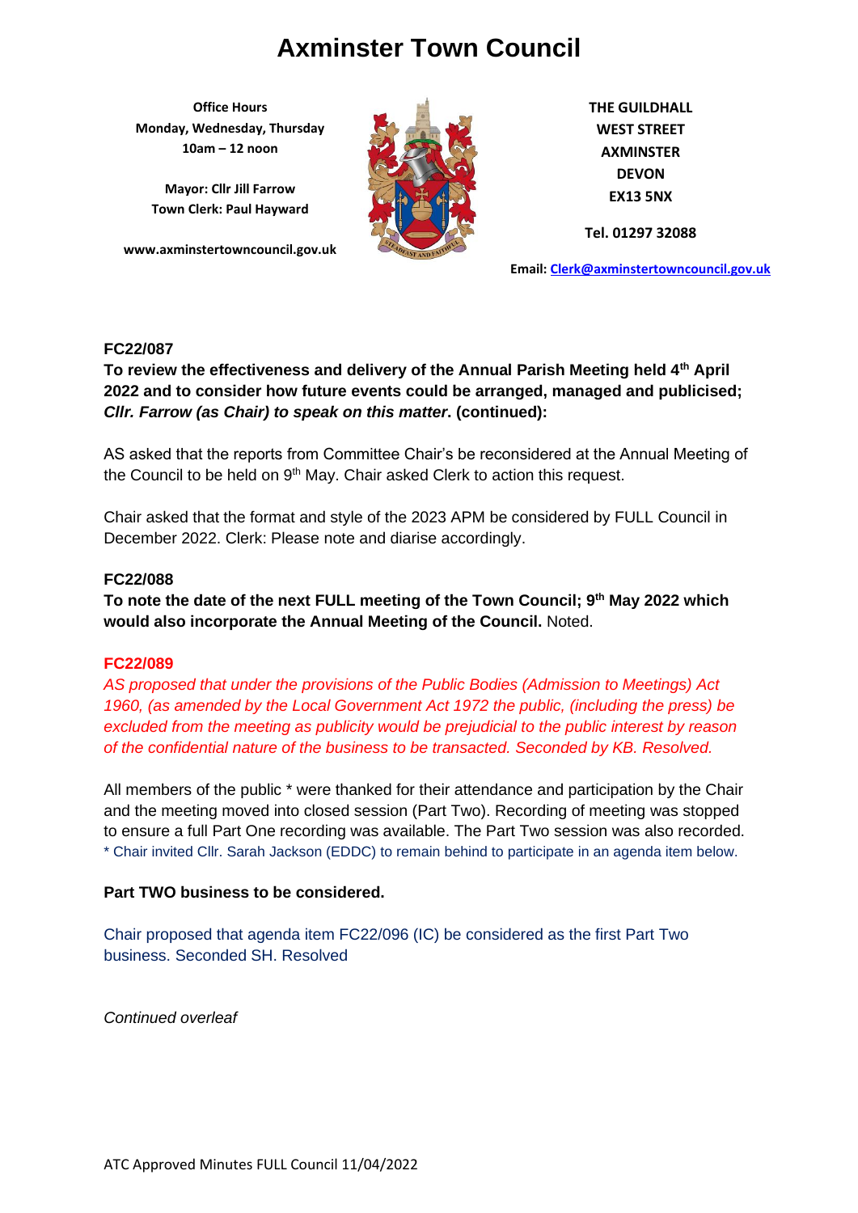**FC22/087**

**To review the effectiveness and delivery of the Annual Parish Meeting held 4th April 2022 and to consider how future events could be arranged, managed and publicised; *Cllr. Farrow (as Chair) to speak on this matter*. (continued):**

AS asked that the reports from Committee Chair's be reconsidered at the Annual Meeting of the Council to be held on 9th May. Chair asked Clerk to action this request.

Chair asked that the format and style of the 2023 APM be considered by FULL Council in December 2022. Clerk: Please note and diarise accordingly.

**FC22/088**

**To note the date of the next FULL meeting of the Town Council; 9th May 2022 which would also incorporate the Annual Meeting of the Council.** Noted.

**FC22/089**

*AS proposed that under the provisions of the Public Bodies (Admission to Meetings) Act 1960, (as amended by the Local Government Act 1972 the public, (including the press) be excluded from the meeting as publicity would be prejudicial to the public interest by reason of the confidential nature of the business to be transacted. Seconded by KB. Resolved.*

All members of the public * were thanked for their attendance and participation by the Chair and the meeting moved into closed session (Part Two). Recording of meeting was stopped to ensure a full Part One recording was available. The Part Two session was also recorded.
* Chair invited Cllr. Sarah Jackson (EDDC) to remain behind to participate in an agenda item below.

**Part TWO business to be considered.**

Chair proposed that agenda item FC22/096 (IC) be considered as the first Part Two business. Seconded SH. Resolved

*Continued overleaf*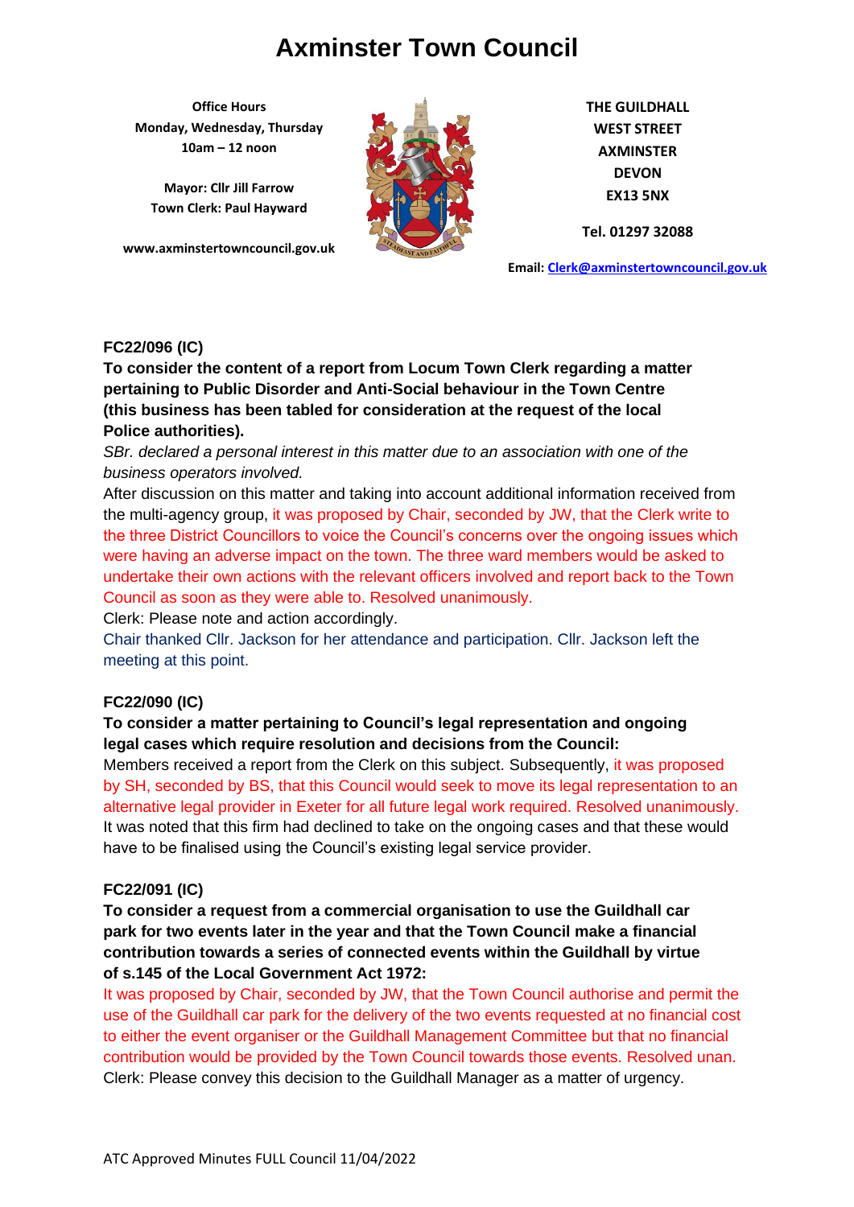# Axminster Town Council

**Office Hours**
**Monday, Wednesday, Thursday**
**10am – 12 noon**

**Mayor: Cllr Jill Farrow**
**Town Clerk: Paul Hayward**

**www.axminstertowncouncil.gov.uk**

**THE GUILDHALL**
**WEST STREET**
**AXMINSTER**
**DEVON**
**EX13 5NX**

**Tel. 01297 32088**

**Email: Clerk@axminstertowncouncil.gov.uk**

**FC22/096 (IC)**

**To consider the content of a report from Locum Town Clerk regarding a matter pertaining to Public Disorder and Anti-Social behaviour in the Town Centre (this business has been tabled for consideration at the request of the local Police authorities).**

*SBr. declared a personal interest in this matter due to an association with one of the business operators involved.*

After discussion on this matter and taking into account additional information received from the multi-agency group, it was proposed by Chair, seconded by JW, that the Clerk write to the three District Councillors to voice the Council's concerns over the ongoing issues which were having an adverse impact on the town. The three ward members would be asked to undertake their own actions with the relevant officers involved and report back to the Town Council as soon as they were able to. Resolved unanimously.

Clerk: Please note and action accordingly.

Chair thanked Cllr. Jackson for her attendance and participation. Cllr. Jackson left the meeting at this point.

**FC22/090 (IC)**

**To consider a matter pertaining to Council's legal representation and ongoing legal cases which require resolution and decisions from the Council:**

Members received a report from the Clerk on this subject. Subsequently, it was proposed by SH, seconded by BS, that this Council would seek to move its legal representation to an alternative legal provider in Exeter for all future legal work required. Resolved unanimously. It was noted that this firm had declined to take on the ongoing cases and that these would have to be finalised using the Council's existing legal service provider.

**FC22/091 (IC)**

**To consider a request from a commercial organisation to use the Guildhall car park for two events later in the year and that the Town Council make a financial contribution towards a series of connected events within the Guildhall by virtue of s.145 of the Local Government Act 1972:**

It was proposed by Chair, seconded by JW, that the Town Council authorise and permit the use of the Guildhall car park for the delivery of the two events requested at no financial cost to either the event organiser or the Guildhall Management Committee but that no financial contribution would be provided by the Town Council towards those events. Resolved unan.

Clerk: Please convey this decision to the Guildhall Manager as a matter of urgency.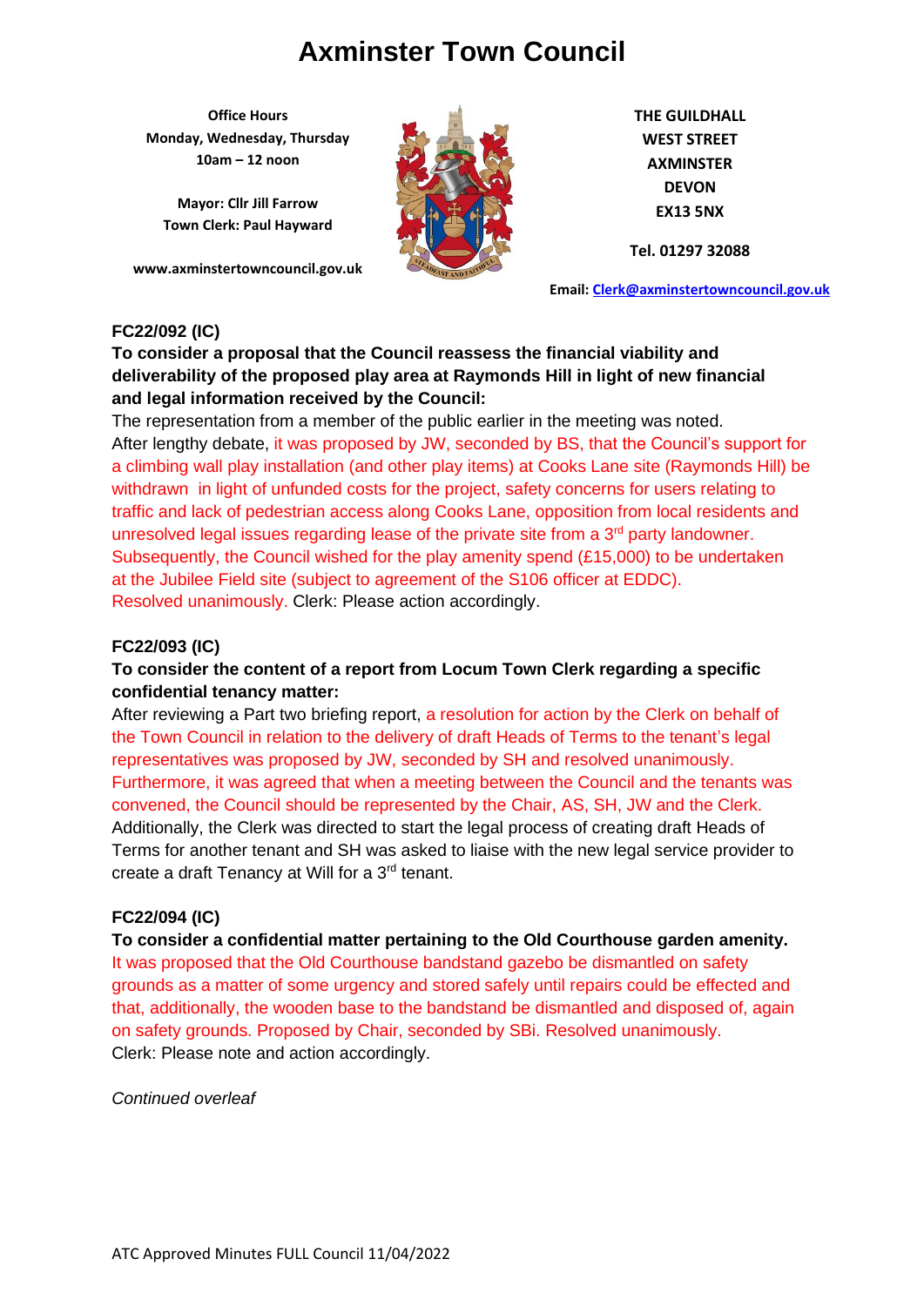# Axminster Town Council

**Office Hours**
**Monday, Wednesday, Thursday**
**10am – 12 noon**

**Mayor: Cllr Jill Farrow**
**Town Clerk: Paul Hayward**

**www.axminstertowncouncil.gov.uk**

**THE GUILDHALL**
**WEST STREET**
**AXMINSTER**
**DEVON**
**EX13 5NX**

**Tel. 01297 32088**

**Email: Clerk@axminstertowncouncil.gov.uk**

### FC22/092 (IC)

**To consider a proposal that the Council reassess the financial viability and deliverability of the proposed play area at Raymonds Hill in light of new financial and legal information received by the Council:**

The representation from a member of the public earlier in the meeting was noted. After lengthy debate, it was proposed by JW, seconded by BS, that the Council's support for a climbing wall play installation (and other play items) at Cooks Lane site (Raymonds Hill) be withdrawn in light of unfunded costs for the project, safety concerns for users relating to traffic and lack of pedestrian access along Cooks Lane, opposition from local residents and unresolved legal issues regarding lease of the private site from a 3rd party landowner. Subsequently, the Council wished for the play amenity spend (£15,000) to be undertaken at the Jubilee Field site (subject to agreement of the S106 officer at EDDC). Resolved unanimously. Clerk: Please action accordingly.

### FC22/093 (IC)

**To consider the content of a report from Locum Town Clerk regarding a specific confidential tenancy matter:**

After reviewing a Part two briefing report, a resolution for action by the Clerk on behalf of the Town Council in relation to the delivery of draft Heads of Terms to the tenant's legal representatives was proposed by JW, seconded by SH and resolved unanimously. Furthermore, it was agreed that when a meeting between the Council and the tenants was convened, the Council should be represented by the Chair, AS, SH, JW and the Clerk. Additionally, the Clerk was directed to start the legal process of creating draft Heads of Terms for another tenant and SH was asked to liaise with the new legal service provider to create a draft Tenancy at Will for a 3rd tenant.

### FC22/094 (IC)

**To consider a confidential matter pertaining to the Old Courthouse garden amenity.**

It was proposed that the Old Courthouse bandstand gazebo be dismantled on safety grounds as a matter of some urgency and stored safely until repairs could be effected and that, additionally, the wooden base to the bandstand be dismantled and disposed of, again on safety grounds. Proposed by Chair, seconded by SBi. Resolved unanimously. Clerk: Please note and action accordingly.

*Continued overleaf*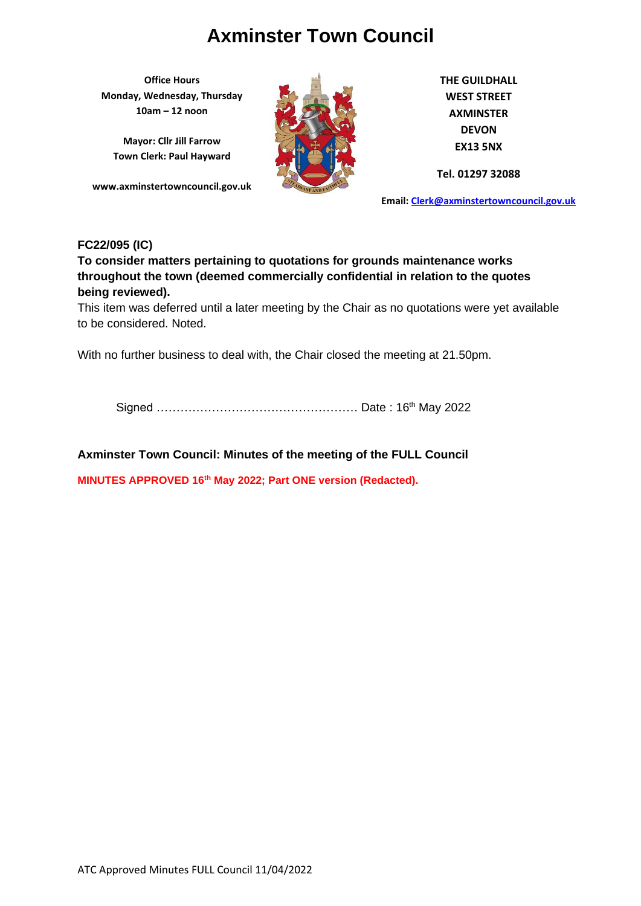# Axminster Town Council

**Office Hours**
**Monday, Wednesday, Thursday**
**10am – 12 noon**

**Mayor: Cllr Jill Farrow**
**Town Clerk: Paul Hayward**

**www.axminstertowncouncil.gov.uk**

**THE GUILDHALL**
**WEST STREET**
**AXMINSTER**
**DEVON**
**EX13 5NX**

**Tel. 01297 32088**

**Email: Clerk@axminstertowncouncil.gov.uk**

**FC22/095 (IC)**

**To consider matters pertaining to quotations for grounds maintenance works throughout the town (deemed commercially confidential in relation to the quotes being reviewed).**

This item was deferred until a later meeting by the Chair as no quotations were yet available to be considered. Noted.

With no further business to deal with, the Chair closed the meeting at 21.50pm.

Signed …………………………………………… Date : 16th May 2022

**Axminster Town Council: Minutes of the meeting of the FULL Council**

**MINUTES APPROVED 16th May 2022; Part ONE version (Redacted).**